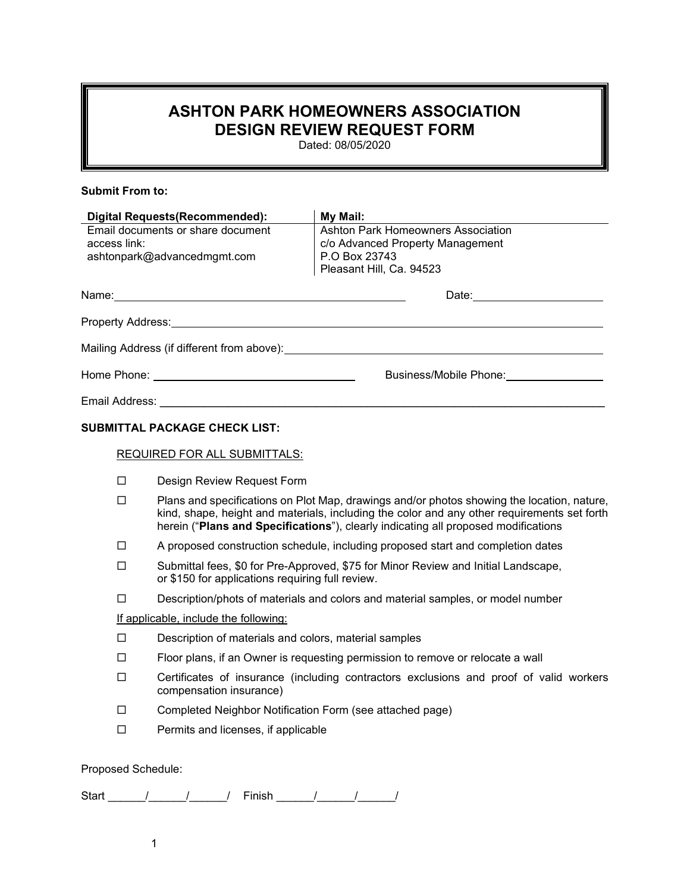# ASHTON PARK HOMEOWNERS ASSOCIATION
# DESIGN REVIEW REQUEST FORM

Dated: 08/05/2020

**Submit From to:**

| **Digital Requests(Recommended):** | **My Mail:** |
|---|---|
| Email documents or share document access link:<br>ashtonpark@advancedmgmt.com | Ashton Park Homeowners Association<br>c/o Advanced Property Management<br>P.O Box 23743<br>Pleasant Hill, Ca. 94523 |

Name:________________________________________ Date:____________________

Property Address:________________________________________________________________

Mailing Address (if different from above):_________________________________________

Home Phone: ______________________________ Business/Mobile Phone:_______________

Email Address: ___________________________________________________________________

**SUBMITTAL PACKAGE CHECK LIST:**

REQUIRED FOR ALL SUBMITTALS:

- ☐ Design Review Request Form
- ☐ Plans and specifications on Plot Map, drawings and/or photos showing the location, nature, kind, shape, height and materials, including the color and any other requirements set forth herein ("**Plans and Specifications**"), clearly indicating all proposed modifications
- ☐ A proposed construction schedule, including proposed start and completion dates
- ☐ Submittal fees, $0 for Pre-Approved, $75 for Minor Review and Initial Landscape, or $150 for applications requiring full review.
- ☐ Description/phots of materials and colors and material samples, or model number

If applicable, include the following:

- ☐ Description of materials and colors, material samples
- ☐ Floor plans, if an Owner is requesting permission to remove or relocate a wall
- ☐ Certificates of insurance (including contractors exclusions and proof of valid workers compensation insurance)
- ☐ Completed Neighbor Notification Form (see attached page)
- ☐ Permits and licenses, if applicable

Proposed Schedule:

Start ______/______/______/ Finish ______/______/______/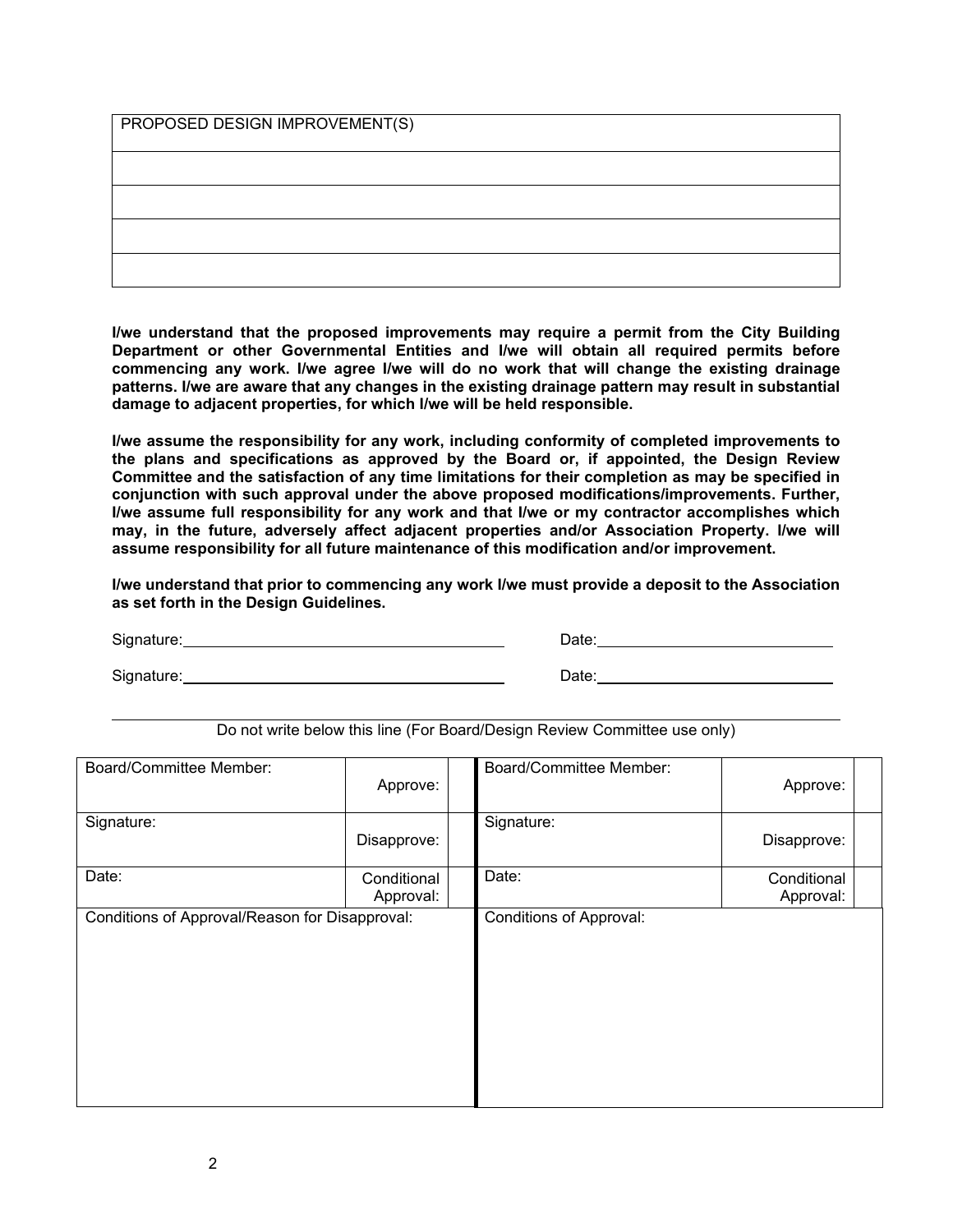| PROPOSED DESIGN IMPROVEMENT(S) |
| --- |
| |
| |
| |
| |

**I/we understand that the proposed improvements may require a permit from the City Building Department or other Governmental Entities and I/we will obtain all required permits before commencing any work. I/we agree I/we will do no work that will change the existing drainage patterns. I/we are aware that any changes in the existing drainage pattern may result in substantial damage to adjacent properties, for which I/we will be held responsible.**

**I/we assume the responsibility for any work, including conformity of completed improvements to the plans and specifications as approved by the Board or, if appointed, the Design Review Committee and the satisfaction of any time limitations for their completion as may be specified in conjunction with such approval under the above proposed modifications/improvements. Further, I/we assume full responsibility for any work and that I/we or my contractor accomplishes which may, in the future, adversely affect adjacent properties and/or Association Property. I/we will assume responsibility for all future maintenance of this modification and/or improvement.**

**I/we understand that prior to commencing any work I/we must provide a deposit to the Association as set forth in the Design Guidelines.**

Signature:\_\_\_\_\_\_\_\_\_\_\_\_\_\_\_\_\_\_\_\_\_\_\_\_\_\_\_\_ Date:\_\_\_\_\_\_\_\_\_\_\_\_\_\_\_\_\_\_\_\_

Signature:\_\_\_\_\_\_\_\_\_\_\_\_\_\_\_\_\_\_\_\_\_\_\_\_\_\_\_\_ Date:\_\_\_\_\_\_\_\_\_\_\_\_\_\_\_\_\_\_\_\_

---

Do not write below this line (For Board/Design Review Committee use only)

| Board/Committee Member: | Approve: | | Board/Committee Member: | Approve: | |
| --- | --- | --- | --- | --- | --- |
| Signature: | Disapprove: | | Signature: | Disapprove: | |
| Date: | Conditional Approval: | | Date: | Conditional Approval: | |
| Conditions of Approval/Reason for Disapproval: | | | Conditions of Approval: | | |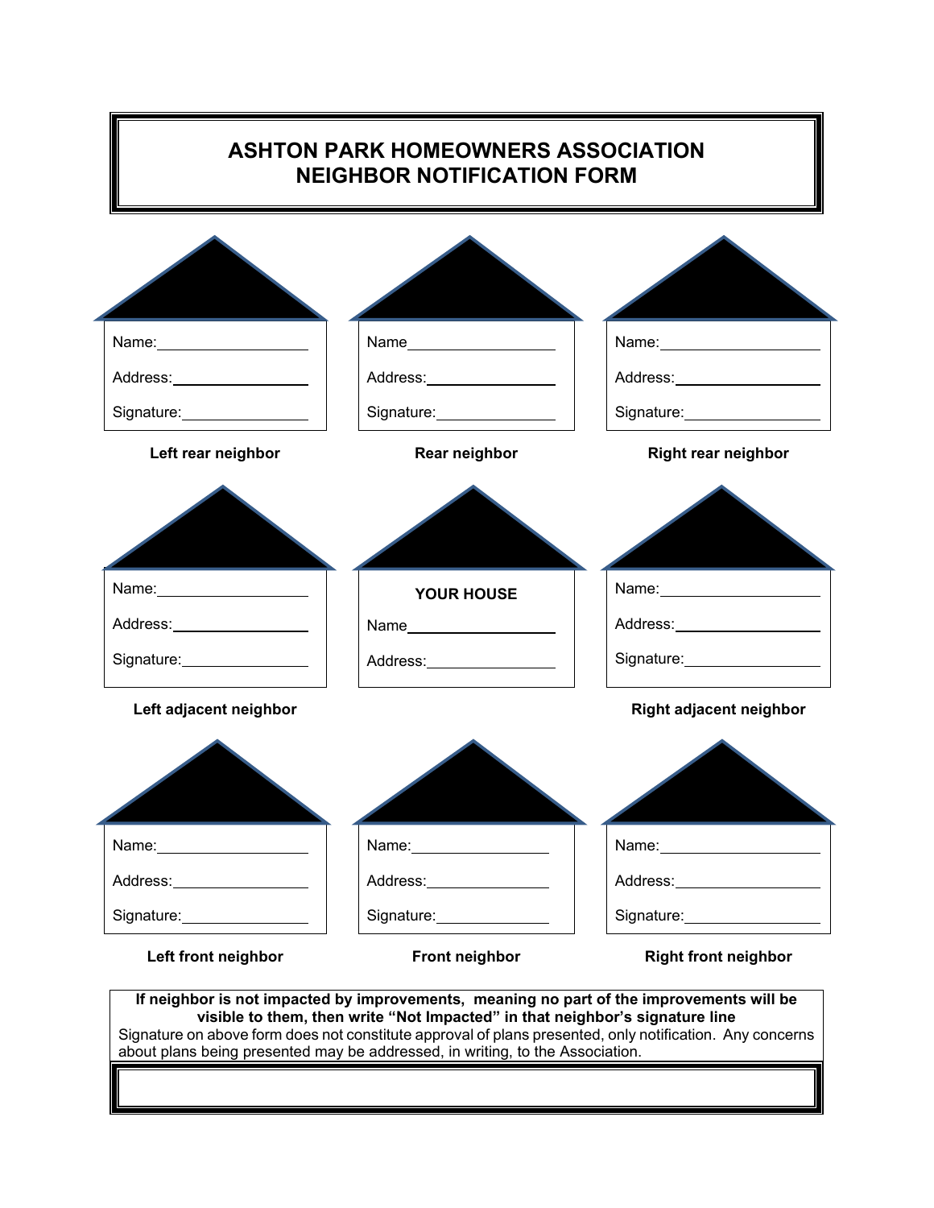# ASHTON PARK HOMEOWNERS ASSOCIATION
# NEIGHBOR NOTIFICATION FORM

| | | |
|---|---|---|
| Name:\_\_\_\_\_\_\_\_\_\_\_\_\_\_\_\_<br>Address:\_\_\_\_\_\_\_\_\_\_\_\_\_\_\_\_<br>Signature:\_\_\_\_\_\_\_\_\_\_\_\_\_\_\_\_ | Name\_\_\_\_\_\_\_\_\_\_\_\_\_\_\_\_<br>Address:\_\_\_\_\_\_\_\_\_\_\_\_\_\_\_\_<br>Signature:\_\_\_\_\_\_\_\_\_\_\_\_\_\_\_\_ | Name:\_\_\_\_\_\_\_\_\_\_\_\_\_\_\_\_<br>Address:\_\_\_\_\_\_\_\_\_\_\_\_\_\_\_\_<br>Signature:\_\_\_\_\_\_\_\_\_\_\_\_\_\_\_\_ |
| **Left rear neighbor** | **Rear neighbor** | **Right rear neighbor** |
| Name:\_\_\_\_\_\_\_\_\_\_\_\_\_\_\_\_<br>Address:\_\_\_\_\_\_\_\_\_\_\_\_\_\_\_\_<br>Signature:\_\_\_\_\_\_\_\_\_\_\_\_\_\_\_\_ | **YOUR HOUSE**<br>Name\_\_\_\_\_\_\_\_\_\_\_\_\_\_\_\_<br>Address:\_\_\_\_\_\_\_\_\_\_\_\_\_\_\_\_ | Name:\_\_\_\_\_\_\_\_\_\_\_\_\_\_\_\_<br>Address:\_\_\_\_\_\_\_\_\_\_\_\_\_\_\_\_<br>Signature:\_\_\_\_\_\_\_\_\_\_\_\_\_\_\_\_ |
| **Left adjacent neighbor** | | **Right adjacent neighbor** |
| Name:\_\_\_\_\_\_\_\_\_\_\_\_\_\_\_\_<br>Address:\_\_\_\_\_\_\_\_\_\_\_\_\_\_\_\_<br>Signature:\_\_\_\_\_\_\_\_\_\_\_\_\_\_\_\_ | Name:\_\_\_\_\_\_\_\_\_\_\_\_\_\_\_\_<br>Address:\_\_\_\_\_\_\_\_\_\_\_\_\_\_\_\_<br>Signature:\_\_\_\_\_\_\_\_\_\_\_\_\_\_\_\_ | Name:\_\_\_\_\_\_\_\_\_\_\_\_\_\_\_\_<br>Address:\_\_\_\_\_\_\_\_\_\_\_\_\_\_\_\_<br>Signature:\_\_\_\_\_\_\_\_\_\_\_\_\_\_\_\_ |
| **Left front neighbor** | **Front neighbor** | **Right front neighbor** |

**If neighbor is not impacted by improvements, meaning no part of the improvements will be visible to them, then write "Not Impacted" in that neighbor's signature line**

Signature on above form does not constitute approval of plans presented, only notification. Any concerns about plans being presented may be addressed, in writing, to the Association.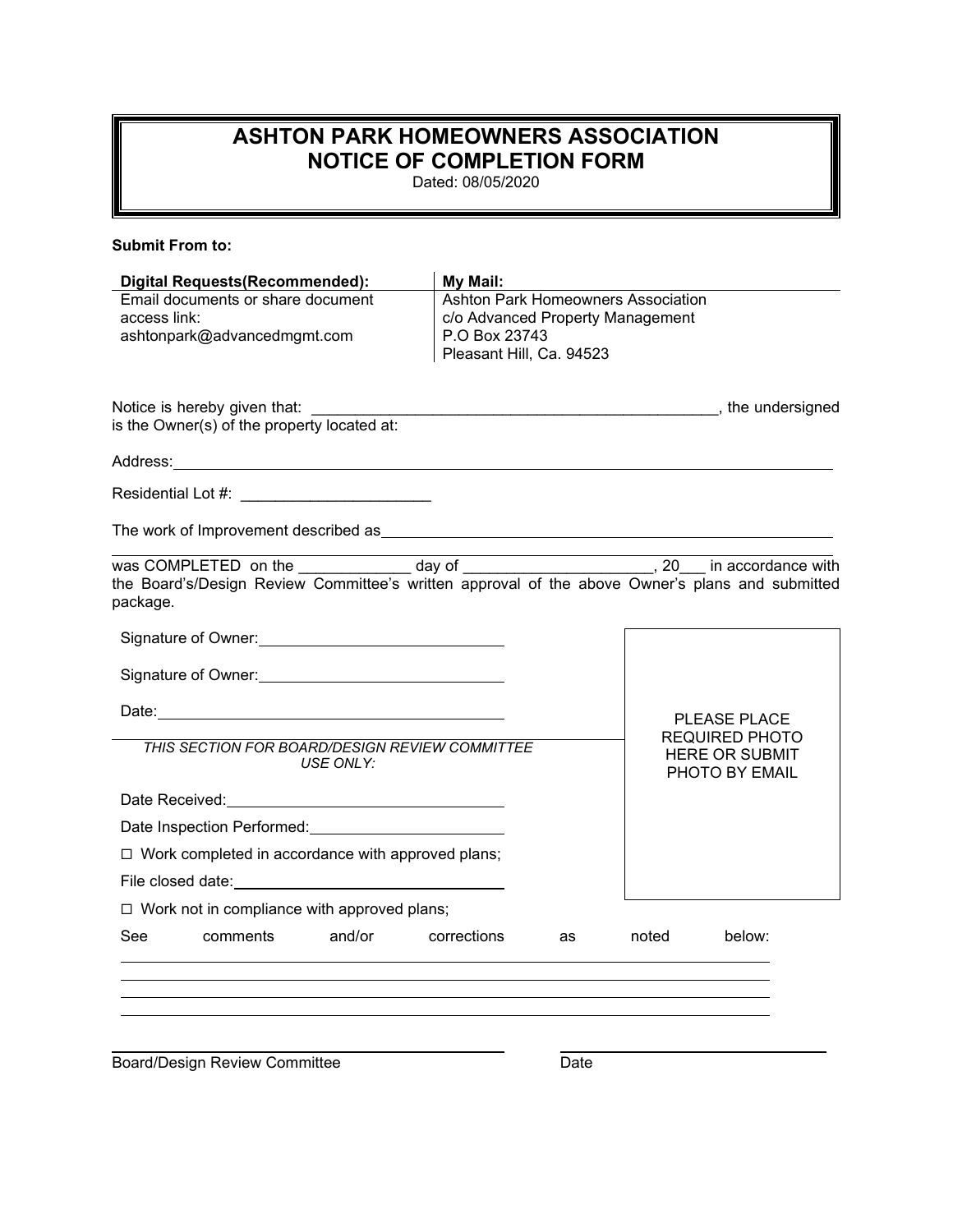# ASHTON PARK HOMEOWNERS ASSOCIATION
# NOTICE OF COMPLETION FORM

Dated: 08/05/2020

**Submit From to:**

| **Digital Requests(Recommended):** | **My Mail:** |
|---|---|
| Email documents or share document access link: ashtonpark@advancedmgmt.com | Ashton Park Homeowners Association<br>c/o Advanced Property Management<br>P.O Box 23743<br>Pleasant Hill, Ca. 94523 |

Notice is hereby given that: __________________________________________________, the undersigned is the Owner(s) of the property located at:

Address: ____________________________________________________________________________

Residential Lot #: ______________________

The work of Improvement described as ________________________________________________________

________________________________________________________________________________________

was COMPLETED on the _____________ day of ______________________, 20___ in accordance with the Board's/Design Review Committee's written approval of the above Owner's plans and submitted package.

Signature of Owner: ______________________________

Signature of Owner: ______________________________

Date: ___________________________________________

PLEASE PLACE REQUIRED PHOTO HERE OR SUBMIT PHOTO BY EMAIL

*THIS SECTION FOR BOARD/DESIGN REVIEW COMMITTEE USE ONLY:*

Date Received: ______________________________

Date Inspection Performed: ______________________

☐ Work completed in accordance with approved plans;

File closed date: ______________________________

☐ Work not in compliance with approved plans;

See comments and/or corrections as noted below:

________________________________________________________________________________

________________________________________________________________________________

________________________________________________________________________________

________________________________________________________________________________

______________________________________ ______________________________

Board/Design Review Committee Date